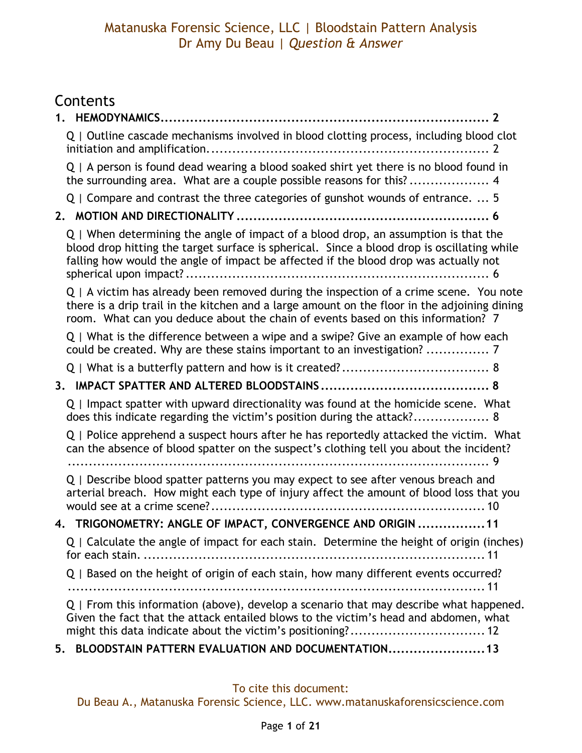# Contents

**1. HEMODYNAMICS** ........................................................................ **2**

Q | Outline cascade mechanisms involved in blood clotting process, including blood clot initiation and amplification. ........................................................ 2

Q | A person is found dead wearing a blood soaked shirt yet there is no blood found in the surrounding area. What are a couple possible reasons for this? .................. 4

Q | Compare and contrast the three categories of gunshot wounds of entrance. ... 5

**2. MOTION AND DIRECTIONALITY** ........................................................ **6**

Q | When determining the angle of impact of a blood drop, an assumption is that the blood drop hitting the target surface is spherical. Since a blood drop is oscillating while falling how would the angle of impact be affected if the blood drop was actually not spherical upon impact? ........................................................ 6

Q | A victim has already been removed during the inspection of a crime scene. You note there is a drip trail in the kitchen and a large amount on the floor in the adjoining dining room. What can you deduce about the chain of events based on this information? 7

Q | What is the difference between a wipe and a swipe? Give an example of how each could be created. Why are these stains important to an investigation? ............... 7

Q | What is a butterfly pattern and how is it created? .................................. 8

**3. IMPACT SPATTER AND ALTERED BLOODSTAINS** ...................................... **8**

Q | Impact spatter with upward directionality was found at the homicide scene. What does this indicate regarding the victim's position during the attack? ................. 8

Q | Police apprehend a suspect hours after he has reportedly attacked the victim. What can the absence of blood spatter on the suspect's clothing tell you about the incident? ........................................................................................ 9

Q | Describe blood spatter patterns you may expect to see after venous breach and arterial breach. How might each type of injury affect the amount of blood loss that you would see at a crime scene? ........................................................ 10

**4. TRIGONOMETRY: ANGLE OF IMPACT, CONVERGENCE AND ORIGIN** ................ **11**

Q | Calculate the angle of impact for each stain. Determine the height of origin (inches) for each stain. ........................................................................ 11

Q | Based on the height of origin of each stain, how many different events occurred? ........................................................................................ 11

Q | From this information (above), develop a scenario that may describe what happened. Given the fact that the attack entailed blows to the victim's head and abdomen, what might this data indicate about the victim's positioning? ................................ 12

**5. BLOODSTAIN PATTERN EVALUATION AND DOCUMENTATION** ....................... **13**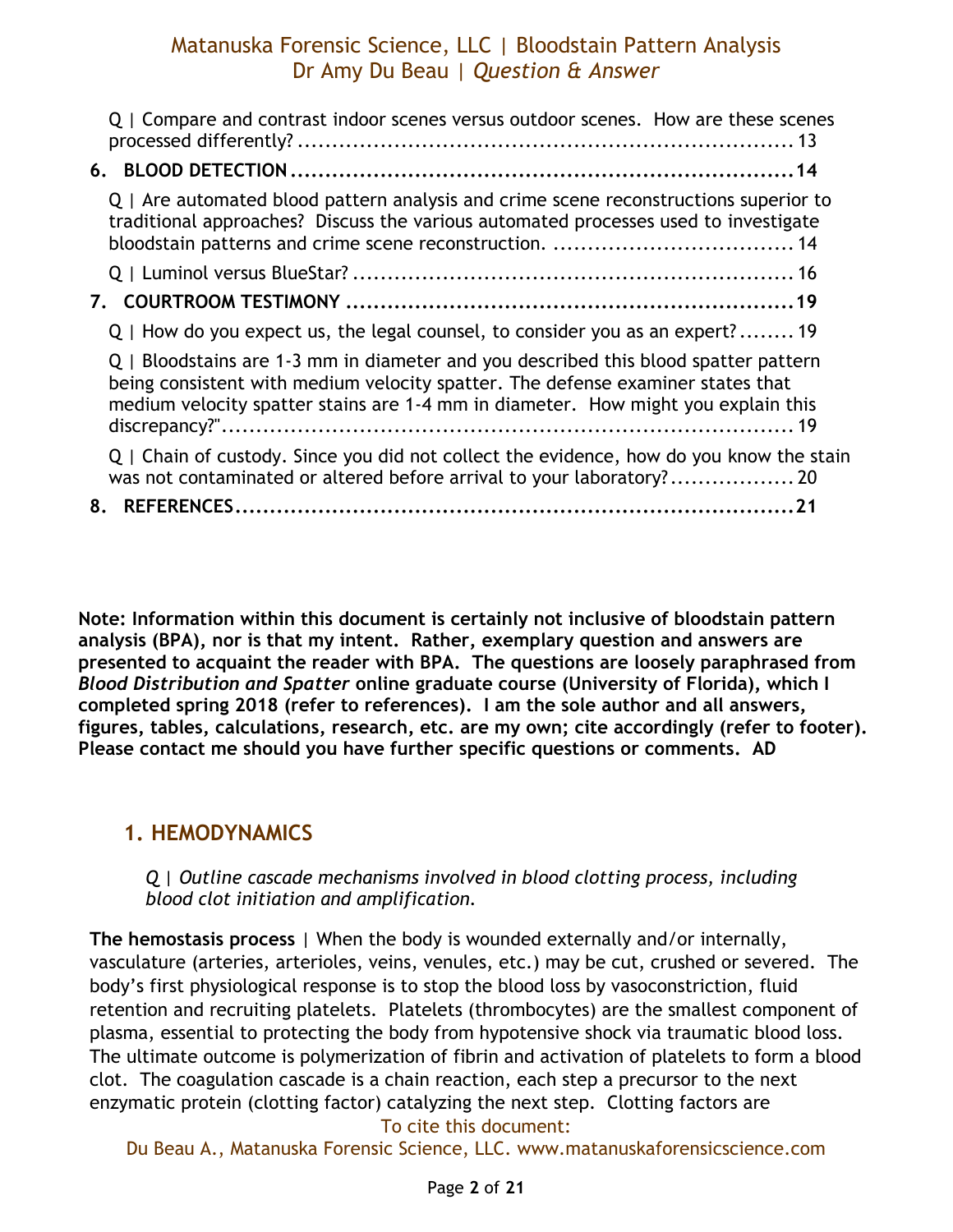Q | Compare and contrast indoor scenes versus outdoor scenes. How are these scenes processed differently? ........................................................................ 13

**6. BLOOD DETECTION ........................................................................ 14**

Q | Are automated blood pattern analysis and crime scene reconstructions superior to traditional approaches? Discuss the various automated processes used to investigate bloodstain patterns and crime scene reconstruction. .................................... 14

Q | Luminol versus BlueStar? ................................................................ 16

**7. COURTROOM TESTIMONY ................................................................ 19**

Q | How do you expect us, the legal counsel, to consider you as an expert? ........ 19

Q | Bloodstains are 1-3 mm in diameter and you described this blood spatter pattern being consistent with medium velocity spatter. The defense examiner states that medium velocity spatter stains are 1-4 mm in diameter. How might you explain this discrepancy?" ........................................................................ 19

Q | Chain of custody. Since you did not collect the evidence, how do you know the stain was not contaminated or altered before arrival to your laboratory? .................. 20

**8. REFERENCES ........................................................................ 21**

**Note: Information within this document is certainly not inclusive of bloodstain pattern analysis (BPA), nor is that my intent. Rather, exemplary question and answers are presented to acquaint the reader with BPA. The questions are loosely paraphrased from *Blood Distribution and Spatter* online graduate course (University of Florida), which I completed spring 2018 (refer to references). I am the sole author and all answers, figures, tables, calculations, research, etc. are my own; cite accordingly (refer to footer). Please contact me should you have further specific questions or comments. AD**

## 1. HEMODYNAMICS

*Q | Outline cascade mechanisms involved in blood clotting process, including blood clot initiation and amplification.*

**The hemostasis process** | When the body is wounded externally and/or internally, vasculature (arteries, arterioles, veins, venules, etc.) may be cut, crushed or severed. The body's first physiological response is to stop the blood loss by vasoconstriction, fluid retention and recruiting platelets. Platelets (thrombocytes) are the smallest component of plasma, essential to protecting the body from hypotensive shock via traumatic blood loss. The ultimate outcome is polymerization of fibrin and activation of platelets to form a blood clot. The coagulation cascade is a chain reaction, each step a precursor to the next enzymatic protein (clotting factor) catalyzing the next step. Clotting factors are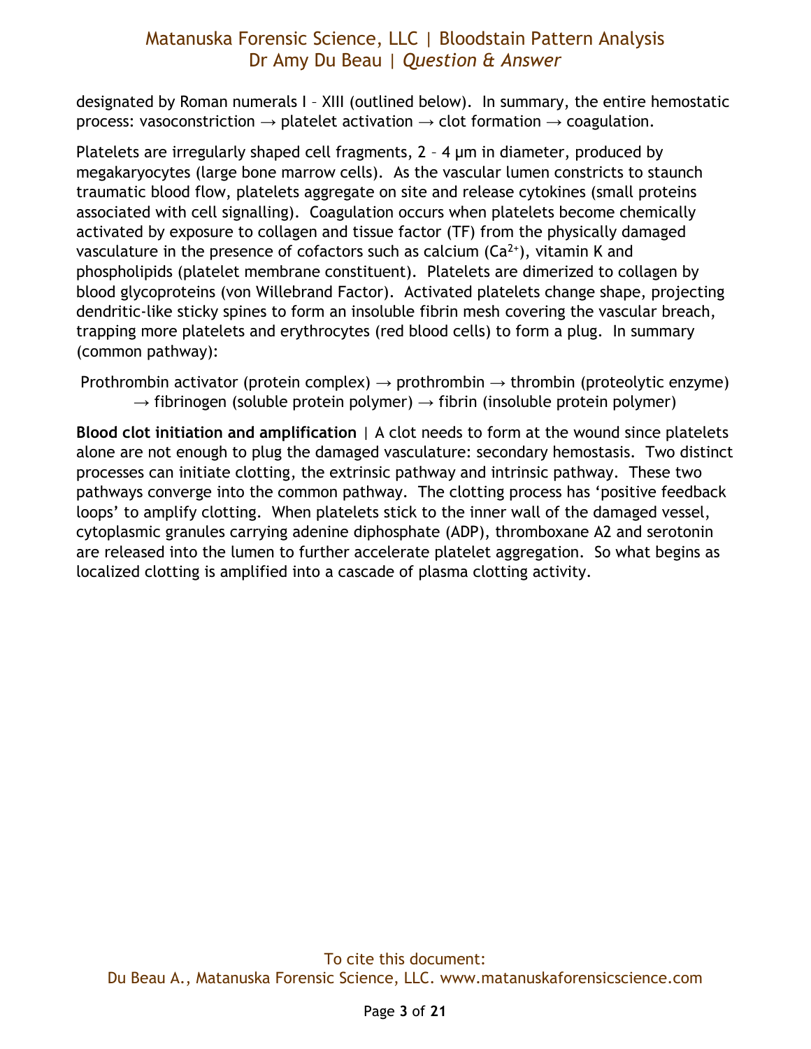designated by Roman numerals I – XIII (outlined below). In summary, the entire hemostatic process: vasoconstriction → platelet activation → clot formation → coagulation.

Platelets are irregularly shaped cell fragments, 2 – 4 µm in diameter, produced by megakaryocytes (large bone marrow cells). As the vascular lumen constricts to staunch traumatic blood flow, platelets aggregate on site and release cytokines (small proteins associated with cell signalling). Coagulation occurs when platelets become chemically activated by exposure to collagen and tissue factor (TF) from the physically damaged vasculature in the presence of cofactors such as calcium ($Ca^{2+}$), vitamin K and phospholipids (platelet membrane constituent). Platelets are dimerized to collagen by blood glycoproteins (von Willebrand Factor). Activated platelets change shape, projecting dendritic-like sticky spines to form an insoluble fibrin mesh covering the vascular breach, trapping more platelets and erythrocytes (red blood cells) to form a plug. In summary (common pathway):

Prothrombin activator (protein complex) → prothrombin → thrombin (proteolytic enzyme) → fibrinogen (soluble protein polymer) → fibrin (insoluble protein polymer)

**Blood clot initiation and amplification** | A clot needs to form at the wound since platelets alone are not enough to plug the damaged vasculature: secondary hemostasis. Two distinct processes can initiate clotting, the extrinsic pathway and intrinsic pathway. These two pathways converge into the common pathway. The clotting process has 'positive feedback loops' to amplify clotting. When platelets stick to the inner wall of the damaged vessel, cytoplasmic granules carrying adenine diphosphate (ADP), thromboxane A2 and serotonin are released into the lumen to further accelerate platelet aggregation. So what begins as localized clotting is amplified into a cascade of plasma clotting activity.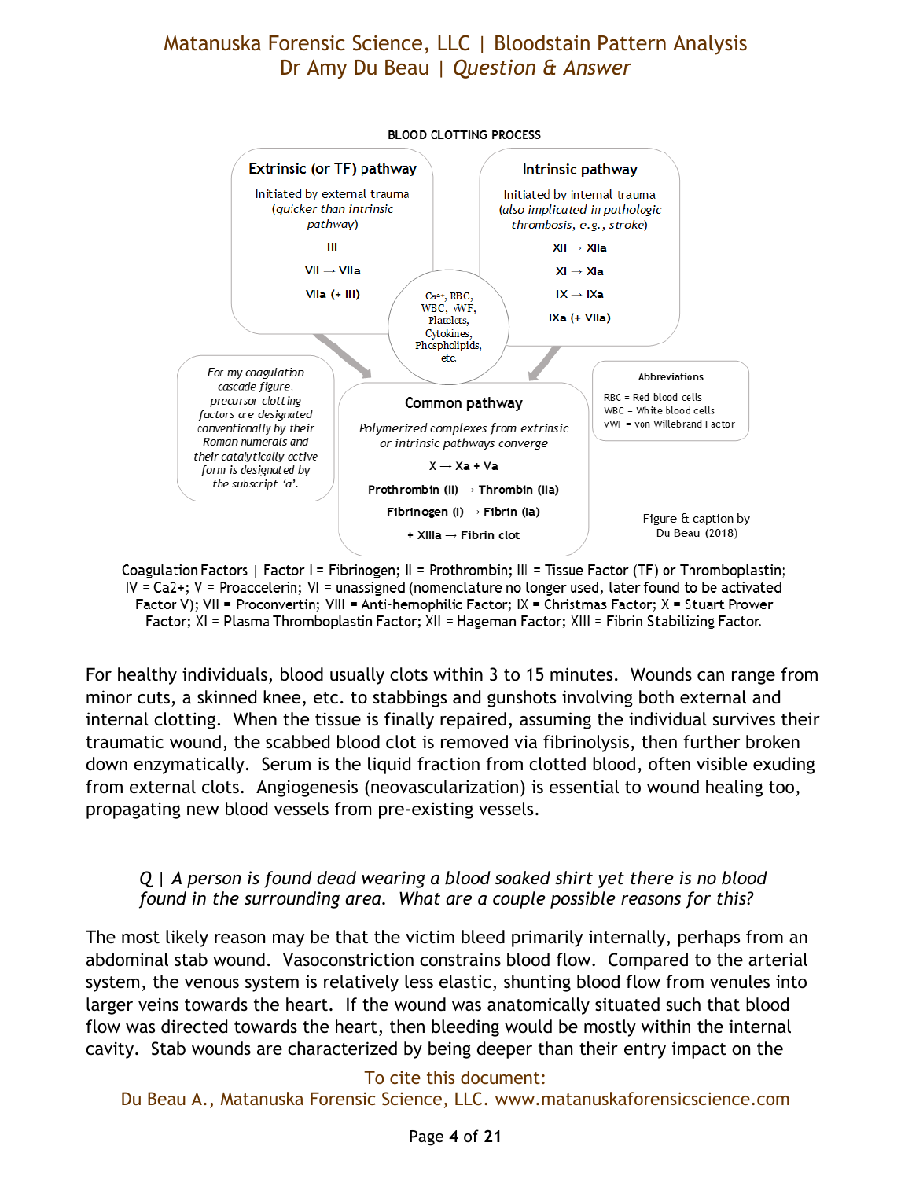**BLOOD CLOTTING PROCESS**

**Extrinsic (or TF) pathway**

Initiated by external trauma
*(quicker than intrinsic pathway)*

**III**

**VII → VIIa**

**VIIa (+ III)**

**Intrinsic pathway**

Initiated by internal trauma
*(also implicated in pathologic thrombosis, e.g., stroke)*

**XII → XIIa**

**XI → XIa**

**IX → IXa**

**IXa (+ VIIa)**

$Ca^{2+}$, RBC, WBC, vWF, Platelets, Cytokines, Phospholipids, etc.

*For my coagulation cascade figure, precursor clotting factors are designated conventionally by their Roman numerals and their catalytically active form is designated by the subscript 'a'.*

**Common pathway**

*Polymerized complexes from extrinsic or intrinsic pathways converge*

**X → Xa + Va**

**Prothrombin (II) → Thrombin (IIa)**

**Fibrinogen (I) → Fibrin (Ia)**

**+ XIIIa → Fibrin clot**

**Abbreviations**

RBC = Red blood cells
WBC = White blood cells
vWF = von Willebrand Factor

Figure & caption by Du Beau (2018)

Coagulation Factors | Factor I = Fibrinogen; II = Prothrombin; III = Tissue Factor (TF) or Thromboplastin; IV = Ca2+; V = Proaccelerin; VI = unassigned (nomenclature no longer used, later found to be activated Factor V); VII = Proconvertin; VIII = Anti-hemophilic Factor; IX = Christmas Factor; X = Stuart Prower Factor; XI = Plasma Thromboplastin Factor; XII = Hageman Factor; XIII = Fibrin Stabilizing Factor.

For healthy individuals, blood usually clots within 3 to 15 minutes. Wounds can range from minor cuts, a skinned knee, etc. to stabbings and gunshots involving both external and internal clotting. When the tissue is finally repaired, assuming the individual survives their traumatic wound, the scabbed blood clot is removed via fibrinolysis, then further broken down enzymatically. Serum is the liquid fraction from clotted blood, often visible exuding from external clots. Angiogenesis (neovascularization) is essential to wound healing too, propagating new blood vessels from pre-existing vessels.

*Q | A person is found dead wearing a blood soaked shirt yet there is no blood found in the surrounding area. What are a couple possible reasons for this?*

The most likely reason may be that the victim bleed primarily internally, perhaps from an abdominal stab wound. Vasoconstriction constrains blood flow. Compared to the arterial system, the venous system is relatively less elastic, shunting blood flow from venules into larger veins towards the heart. If the wound was anatomically situated such that blood flow was directed towards the heart, then bleeding would be mostly within the internal cavity. Stab wounds are characterized by being deeper than their entry impact on the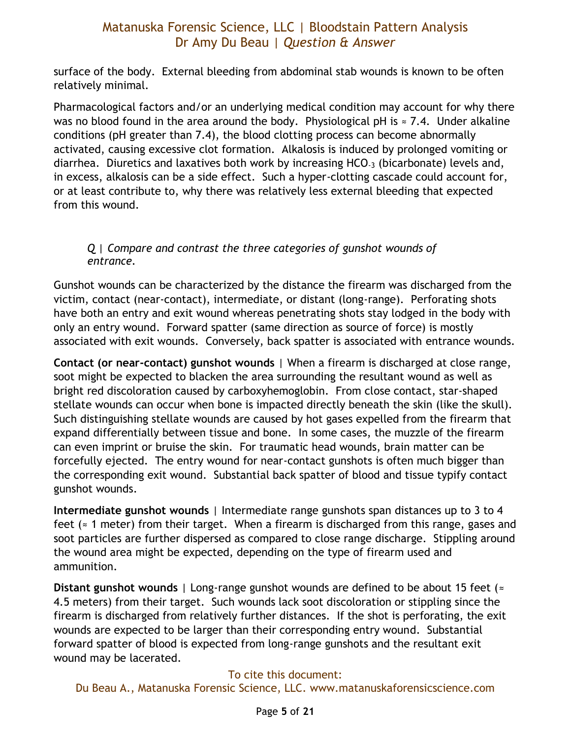surface of the body. External bleeding from abdominal stab wounds is known to be often relatively minimal.

Pharmacological factors and/or an underlying medical condition may account for why there was no blood found in the area around the body. Physiological pH is ≈ 7.4. Under alkaline conditions (pH greater than 7.4), the blood clotting process can become abnormally activated, causing excessive clot formation. Alkalosis is induced by prolonged vomiting or diarrhea. Diuretics and laxatives both work by increasing $HCO_3^-$ (bicarbonate) levels and, in excess, alkalosis can be a side effect. Such a hyper-clotting cascade could account for, or at least contribute to, why there was relatively less external bleeding that expected from this wound.

*Q | Compare and contrast the three categories of gunshot wounds of entrance.*

Gunshot wounds can be characterized by the distance the firearm was discharged from the victim, contact (near-contact), intermediate, or distant (long-range). Perforating shots have both an entry and exit wound whereas penetrating shots stay lodged in the body with only an entry wound. Forward spatter (same direction as source of force) is mostly associated with exit wounds. Conversely, back spatter is associated with entrance wounds.

**Contact (or near-contact) gunshot wounds** | When a firearm is discharged at close range, soot might be expected to blacken the area surrounding the resultant wound as well as bright red discoloration caused by carboxyhemoglobin. From close contact, star-shaped stellate wounds can occur when bone is impacted directly beneath the skin (like the skull). Such distinguishing stellate wounds are caused by hot gases expelled from the firearm that expand differentially between tissue and bone. In some cases, the muzzle of the firearm can even imprint or bruise the skin. For traumatic head wounds, brain matter can be forcefully ejected. The entry wound for near-contact gunshots is often much bigger than the corresponding exit wound. Substantial back spatter of blood and tissue typify contact gunshot wounds.

**Intermediate gunshot wounds** | Intermediate range gunshots span distances up to 3 to 4 feet (≈ 1 meter) from their target. When a firearm is discharged from this range, gases and soot particles are further dispersed as compared to close range discharge. Stippling around the wound area might be expected, depending on the type of firearm used and ammunition.

**Distant gunshot wounds** | Long-range gunshot wounds are defined to be about 15 feet (≈ 4.5 meters) from their target. Such wounds lack soot discoloration or stippling since the firearm is discharged from relatively further distances. If the shot is perforating, the exit wounds are expected to be larger than their corresponding entry wound. Substantial forward spatter of blood is expected from long-range gunshots and the resultant exit wound may be lacerated.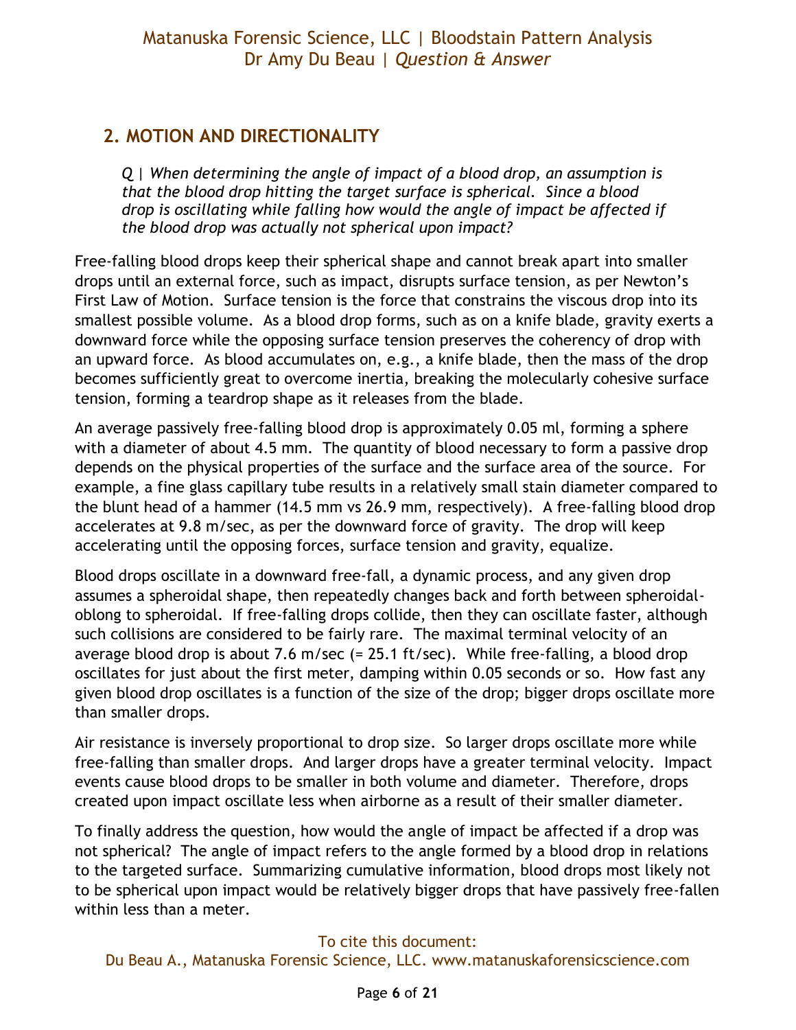## 2. MOTION AND DIRECTIONALITY

> *Q | When determining the angle of impact of a blood drop, an assumption is that the blood drop hitting the target surface is spherical. Since a blood drop is oscillating while falling how would the angle of impact be affected if the blood drop was actually not spherical upon impact?*

Free-falling blood drops keep their spherical shape and cannot break apart into smaller drops until an external force, such as impact, disrupts surface tension, as per Newton's First Law of Motion. Surface tension is the force that constrains the viscous drop into its smallest possible volume. As a blood drop forms, such as on a knife blade, gravity exerts a downward force while the opposing surface tension preserves the coherency of drop with an upward force. As blood accumulates on, e.g., a knife blade, then the mass of the drop becomes sufficiently great to overcome inertia, breaking the molecularly cohesive surface tension, forming a teardrop shape as it releases from the blade.

An average passively free-falling blood drop is approximately 0.05 ml, forming a sphere with a diameter of about 4.5 mm. The quantity of blood necessary to form a passive drop depends on the physical properties of the surface and the surface area of the source. For example, a fine glass capillary tube results in a relatively small stain diameter compared to the blunt head of a hammer (14.5 mm vs 26.9 mm, respectively). A free-falling blood drop accelerates at 9.8 m/sec, as per the downward force of gravity. The drop will keep accelerating until the opposing forces, surface tension and gravity, equalize.

Blood drops oscillate in a downward free-fall, a dynamic process, and any given drop assumes a spheroidal shape, then repeatedly changes back and forth between spheroidal-oblong to spheroidal. If free-falling drops collide, then they can oscillate faster, although such collisions are considered to be fairly rare. The maximal terminal velocity of an average blood drop is about 7.6 m/sec (= 25.1 ft/sec). While free-falling, a blood drop oscillates for just about the first meter, damping within 0.05 seconds or so. How fast any given blood drop oscillates is a function of the size of the drop; bigger drops oscillate more than smaller drops.

Air resistance is inversely proportional to drop size. So larger drops oscillate more while free-falling than smaller drops. And larger drops have a greater terminal velocity. Impact events cause blood drops to be smaller in both volume and diameter. Therefore, drops created upon impact oscillate less when airborne as a result of their smaller diameter.

To finally address the question, how would the angle of impact be affected if a drop was not spherical? The angle of impact refers to the angle formed by a blood drop in relations to the targeted surface. Summarizing cumulative information, blood drops most likely not to be spherical upon impact would be relatively bigger drops that have passively free-fallen within less than a meter.

To cite this document:
Du Beau A., Matanuska Forensic Science, LLC. www.matanuskaforensicscience.com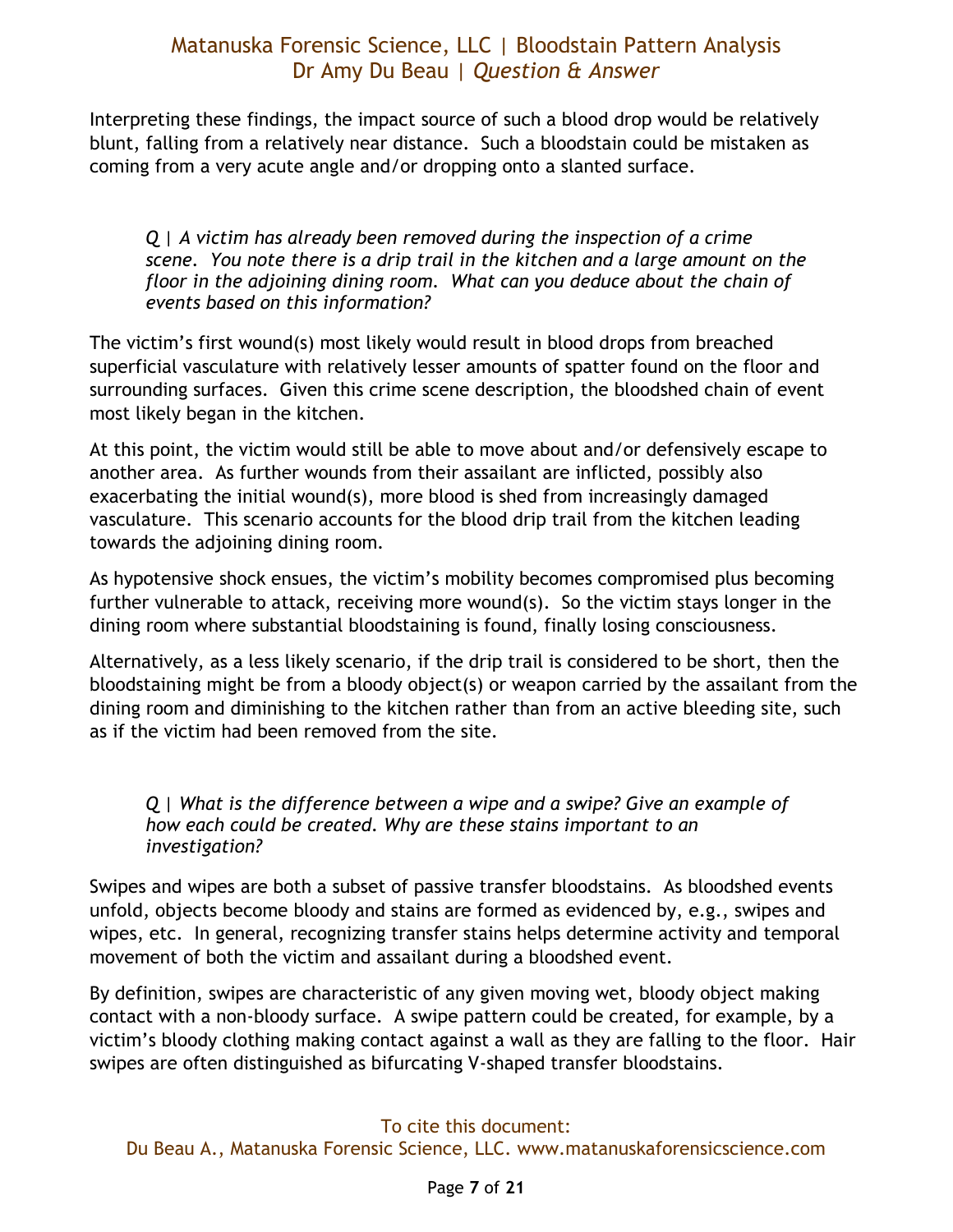Interpreting these findings, the impact source of such a blood drop would be relatively blunt, falling from a relatively near distance. Such a bloodstain could be mistaken as coming from a very acute angle and/or dropping onto a slanted surface.

> *Q | A victim has already been removed during the inspection of a crime scene. You note there is a drip trail in the kitchen and a large amount on the floor in the adjoining dining room. What can you deduce about the chain of events based on this information?*

The victim's first wound(s) most likely would result in blood drops from breached superficial vasculature with relatively lesser amounts of spatter found on the floor and surrounding surfaces. Given this crime scene description, the bloodshed chain of event most likely began in the kitchen.

At this point, the victim would still be able to move about and/or defensively escape to another area. As further wounds from their assailant are inflicted, possibly also exacerbating the initial wound(s), more blood is shed from increasingly damaged vasculature. This scenario accounts for the blood drip trail from the kitchen leading towards the adjoining dining room.

As hypotensive shock ensues, the victim's mobility becomes compromised plus becoming further vulnerable to attack, receiving more wound(s). So the victim stays longer in the dining room where substantial bloodstaining is found, finally losing consciousness.

Alternatively, as a less likely scenario, if the drip trail is considered to be short, then the bloodstaining might be from a bloody object(s) or weapon carried by the assailant from the dining room and diminishing to the kitchen rather than from an active bleeding site, such as if the victim had been removed from the site.

> *Q | What is the difference between a wipe and a swipe? Give an example of how each could be created. Why are these stains important to an investigation?*

Swipes and wipes are both a subset of passive transfer bloodstains. As bloodshed events unfold, objects become bloody and stains are formed as evidenced by, e.g., swipes and wipes, etc. In general, recognizing transfer stains helps determine activity and temporal movement of both the victim and assailant during a bloodshed event.

By definition, swipes are characteristic of any given moving wet, bloody object making contact with a non-bloody surface. A swipe pattern could be created, for example, by a victim's bloody clothing making contact against a wall as they are falling to the floor. Hair swipes are often distinguished as bifurcating V-shaped transfer bloodstains.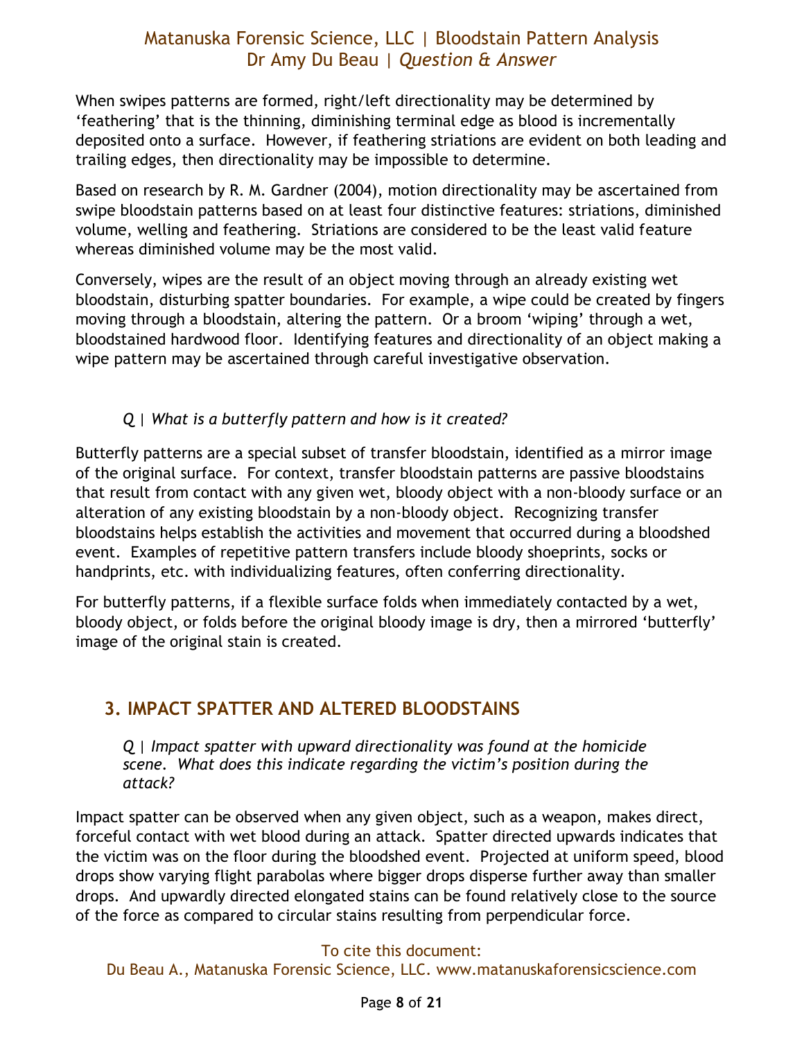When swipes patterns are formed, right/left directionality may be determined by 'feathering' that is the thinning, diminishing terminal edge as blood is incrementally deposited onto a surface. However, if feathering striations are evident on both leading and trailing edges, then directionality may be impossible to determine.

Based on research by R. M. Gardner (2004), motion directionality may be ascertained from swipe bloodstain patterns based on at least four distinctive features: striations, diminished volume, welling and feathering. Striations are considered to be the least valid feature whereas diminished volume may be the most valid.

Conversely, wipes are the result of an object moving through an already existing wet bloodstain, disturbing spatter boundaries. For example, a wipe could be created by fingers moving through a bloodstain, altering the pattern. Or a broom 'wiping' through a wet, bloodstained hardwood floor. Identifying features and directionality of an object making a wipe pattern may be ascertained through careful investigative observation.

*Q | What is a butterfly pattern and how is it created?*

Butterfly patterns are a special subset of transfer bloodstain, identified as a mirror image of the original surface. For context, transfer bloodstain patterns are passive bloodstains that result from contact with any given wet, bloody object with a non-bloody surface or an alteration of any existing bloodstain by a non-bloody object. Recognizing transfer bloodstains helps establish the activities and movement that occurred during a bloodshed event. Examples of repetitive pattern transfers include bloody shoeprints, socks or handprints, etc. with individualizing features, often conferring directionality.

For butterfly patterns, if a flexible surface folds when immediately contacted by a wet, bloody object, or folds before the original bloody image is dry, then a mirrored 'butterfly' image of the original stain is created.

## 3. IMPACT SPATTER AND ALTERED BLOODSTAINS

*Q | Impact spatter with upward directionality was found at the homicide scene. What does this indicate regarding the victim's position during the attack?*

Impact spatter can be observed when any given object, such as a weapon, makes direct, forceful contact with wet blood during an attack. Spatter directed upwards indicates that the victim was on the floor during the bloodshed event. Projected at uniform speed, blood drops show varying flight parabolas where bigger drops disperse further away than smaller drops. And upwardly directed elongated stains can be found relatively close to the source of the force as compared to circular stains resulting from perpendicular force.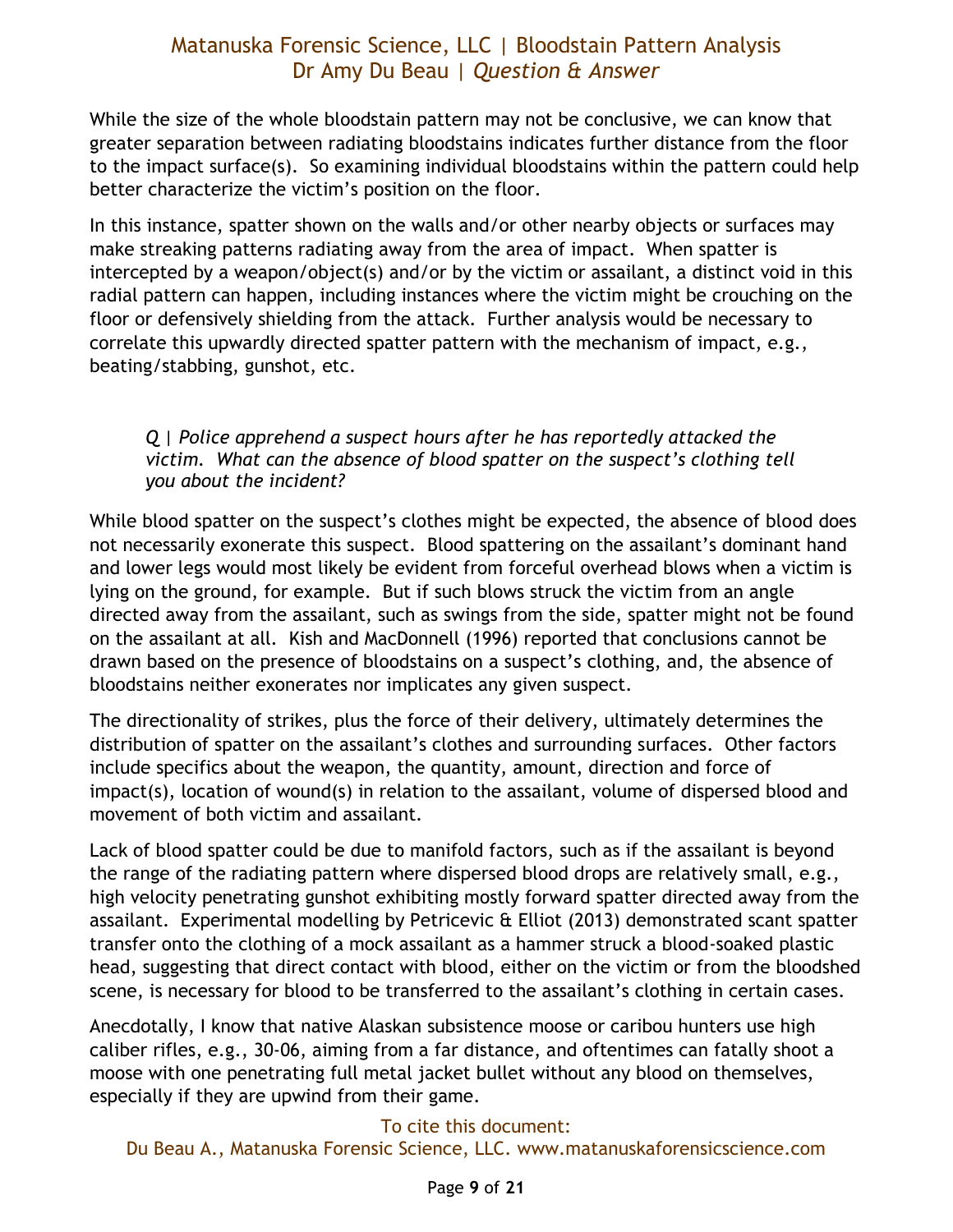While the size of the whole bloodstain pattern may not be conclusive, we can know that greater separation between radiating bloodstains indicates further distance from the floor to the impact surface(s). So examining individual bloodstains within the pattern could help better characterize the victim's position on the floor.

In this instance, spatter shown on the walls and/or other nearby objects or surfaces may make streaking patterns radiating away from the area of impact. When spatter is intercepted by a weapon/object(s) and/or by the victim or assailant, a distinct void in this radial pattern can happen, including instances where the victim might be crouching on the floor or defensively shielding from the attack. Further analysis would be necessary to correlate this upwardly directed spatter pattern with the mechanism of impact, e.g., beating/stabbing, gunshot, etc.

> *Q | Police apprehend a suspect hours after he has reportedly attacked the victim. What can the absence of blood spatter on the suspect's clothing tell you about the incident?*

While blood spatter on the suspect's clothes might be expected, the absence of blood does not necessarily exonerate this suspect. Blood spattering on the assailant's dominant hand and lower legs would most likely be evident from forceful overhead blows when a victim is lying on the ground, for example. But if such blows struck the victim from an angle directed away from the assailant, such as swings from the side, spatter might not be found on the assailant at all. Kish and MacDonnell (1996) reported that conclusions cannot be drawn based on the presence of bloodstains on a suspect's clothing, and, the absence of bloodstains neither exonerates nor implicates any given suspect.

The directionality of strikes, plus the force of their delivery, ultimately determines the distribution of spatter on the assailant's clothes and surrounding surfaces. Other factors include specifics about the weapon, the quantity, amount, direction and force of impact(s), location of wound(s) in relation to the assailant, volume of dispersed blood and movement of both victim and assailant.

Lack of blood spatter could be due to manifold factors, such as if the assailant is beyond the range of the radiating pattern where dispersed blood drops are relatively small, e.g., high velocity penetrating gunshot exhibiting mostly forward spatter directed away from the assailant. Experimental modelling by Petricevic & Elliot (2013) demonstrated scant spatter transfer onto the clothing of a mock assailant as a hammer struck a blood-soaked plastic head, suggesting that direct contact with blood, either on the victim or from the bloodshed scene, is necessary for blood to be transferred to the assailant's clothing in certain cases.

Anecdotally, I know that native Alaskan subsistence moose or caribou hunters use high caliber rifles, e.g., 30-06, aiming from a far distance, and oftentimes can fatally shoot a moose with one penetrating full metal jacket bullet without any blood on themselves, especially if they are upwind from their game.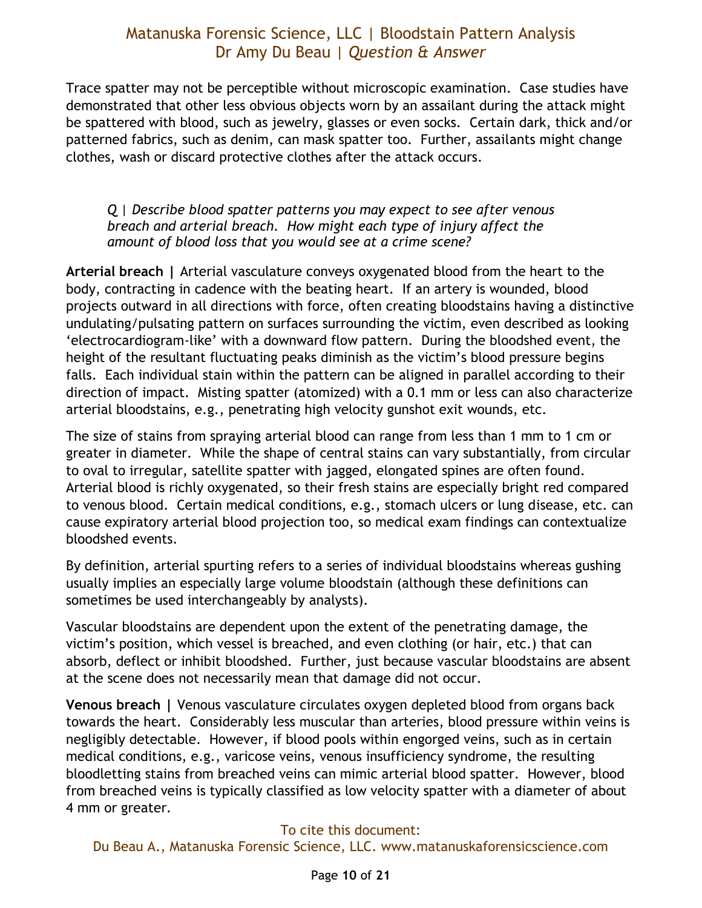Trace spatter may not be perceptible without microscopic examination. Case studies have demonstrated that other less obvious objects worn by an assailant during the attack might be spattered with blood, such as jewelry, glasses or even socks. Certain dark, thick and/or patterned fabrics, such as denim, can mask spatter too. Further, assailants might change clothes, wash or discard protective clothes after the attack occurs.

> *Q | Describe blood spatter patterns you may expect to see after venous breach and arterial breach. How might each type of injury affect the amount of blood loss that you would see at a crime scene?*

**Arterial breach |** Arterial vasculature conveys oxygenated blood from the heart to the body, contracting in cadence with the beating heart. If an artery is wounded, blood projects outward in all directions with force, often creating bloodstains having a distinctive undulating/pulsating pattern on surfaces surrounding the victim, even described as looking 'electrocardiogram-like' with a downward flow pattern. During the bloodshed event, the height of the resultant fluctuating peaks diminish as the victim's blood pressure begins falls. Each individual stain within the pattern can be aligned in parallel according to their direction of impact. Misting spatter (atomized) with a 0.1 mm or less can also characterize arterial bloodstains, e.g., penetrating high velocity gunshot exit wounds, etc.

The size of stains from spraying arterial blood can range from less than 1 mm to 1 cm or greater in diameter. While the shape of central stains can vary substantially, from circular to oval to irregular, satellite spatter with jagged, elongated spines are often found. Arterial blood is richly oxygenated, so their fresh stains are especially bright red compared to venous blood. Certain medical conditions, e.g., stomach ulcers or lung disease, etc. can cause expiratory arterial blood projection too, so medical exam findings can contextualize bloodshed events.

By definition, arterial spurting refers to a series of individual bloodstains whereas gushing usually implies an especially large volume bloodstain (although these definitions can sometimes be used interchangeably by analysts).

Vascular bloodstains are dependent upon the extent of the penetrating damage, the victim's position, which vessel is breached, and even clothing (or hair, etc.) that can absorb, deflect or inhibit bloodshed. Further, just because vascular bloodstains are absent at the scene does not necessarily mean that damage did not occur.

**Venous breach |** Venous vasculature circulates oxygen depleted blood from organs back towards the heart. Considerably less muscular than arteries, blood pressure within veins is negligibly detectable. However, if blood pools within engorged veins, such as in certain medical conditions, e.g., varicose veins, venous insufficiency syndrome, the resulting bloodletting stains from breached veins can mimic arterial blood spatter. However, blood from breached veins is typically classified as low velocity spatter with a diameter of about 4 mm or greater.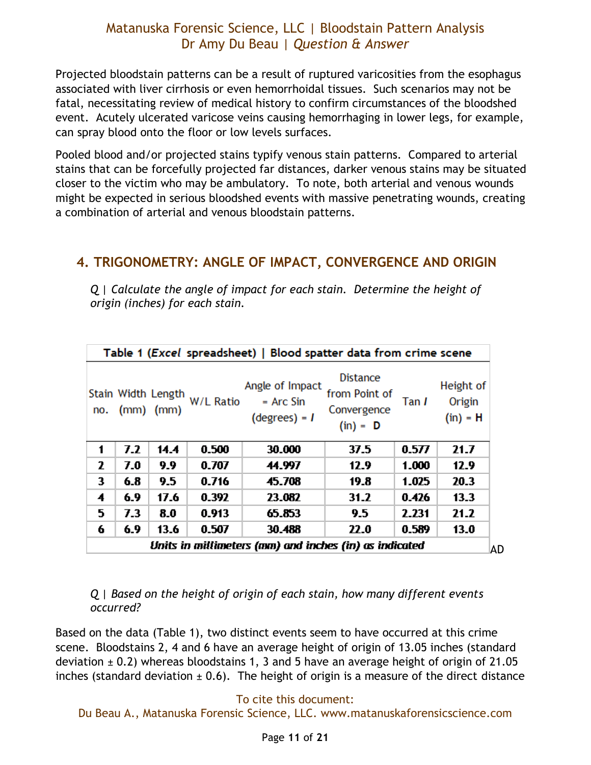Projected bloodstain patterns can be a result of ruptured varicosities from the esophagus associated with liver cirrhosis or even hemorrhoidal tissues. Such scenarios may not be fatal, necessitating review of medical history to confirm circumstances of the bloodshed event. Acutely ulcerated varicose veins causing hemorrhaging in lower legs, for example, can spray blood onto the floor or low levels surfaces.

Pooled blood and/or projected stains typify venous stain patterns. Compared to arterial stains that can be forcefully projected far distances, darker venous stains may be situated closer to the victim who may be ambulatory. To note, both arterial and venous wounds might be expected in serious bloodshed events with massive penetrating wounds, creating a combination of arterial and venous bloodstain patterns.

## 4. TRIGONOMETRY: ANGLE OF IMPACT, CONVERGENCE AND ORIGIN

*Q | Calculate the angle of impact for each stain. Determine the height of origin (inches) for each stain.*

**Table 1 (*Excel* spreadsheet) | Blood spatter data from crime scene**

| Stain no. | Width (mm) | Length (mm) | W/L Ratio | Angle of Impact = Arc Sin (degrees) = *I* | Distance from Point of Convergence (in) = **D** | Tan *I* | Height of Origin (in) = **H** |
|---|---|---|---|---|---|---|---|
| **1** | **7.2** | **14.4** | **0.500** | **30.000** | **37.5** | **0.577** | **21.7** |
| **2** | **7.0** | **9.9** | **0.707** | **44.997** | **12.9** | **1.000** | **12.9** |
| **3** | **6.8** | **9.5** | **0.716** | **45.708** | **19.8** | **1.025** | **20.3** |
| **4** | **6.9** | **17.6** | **0.392** | **23.082** | **31.2** | **0.426** | **13.3** |
| **5** | **7.3** | **8.0** | **0.913** | **65.853** | **9.5** | **2.231** | **21.2** |
| **6** | **6.9** | **13.6** | **0.507** | **30.488** | **22.0** | **0.589** | **13.0** |

***Units in millimeters (mm) and inches (in) as indicated*** AD

*Q | Based on the height of origin of each stain, how many different events occurred?*

Based on the data (Table 1), two distinct events seem to have occurred at this crime scene. Bloodstains 2, 4 and 6 have an average height of origin of 13.05 inches (standard deviation ± 0.2) whereas bloodstains 1, 3 and 5 have an average height of origin of 21.05 inches (standard deviation ± 0.6). The height of origin is a measure of the direct distance

To cite this document:
Du Beau A., Matanuska Forensic Science, LLC. www.matanuskaforensicscience.com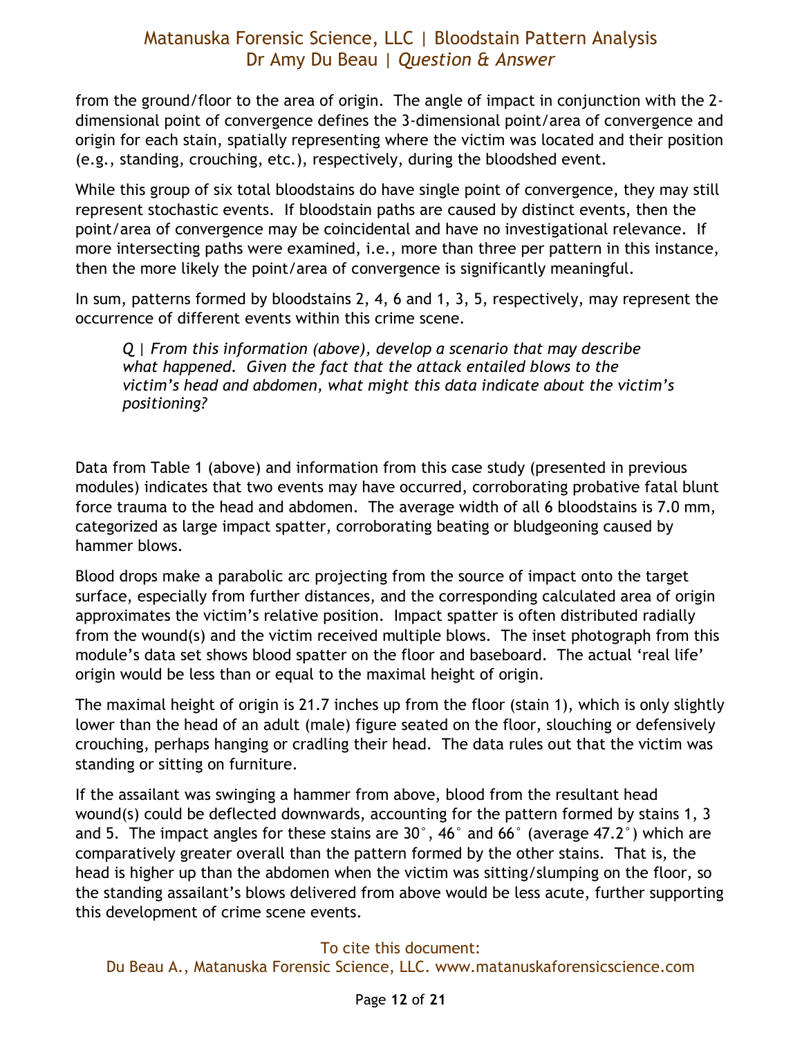from the ground/floor to the area of origin. The angle of impact in conjunction with the 2-dimensional point of convergence defines the 3-dimensional point/area of convergence and origin for each stain, spatially representing where the victim was located and their position (e.g., standing, crouching, etc.), respectively, during the bloodshed event.

While this group of six total bloodstains do have single point of convergence, they may still represent stochastic events. If bloodstain paths are caused by distinct events, then the point/area of convergence may be coincidental and have no investigational relevance. If more intersecting paths were examined, i.e., more than three per pattern in this instance, then the more likely the point/area of convergence is significantly meaningful.

In sum, patterns formed by bloodstains 2, 4, 6 and 1, 3, 5, respectively, may represent the occurrence of different events within this crime scene.

> *Q | From this information (above), develop a scenario that may describe what happened. Given the fact that the attack entailed blows to the victim's head and abdomen, what might this data indicate about the victim's positioning?*

Data from Table 1 (above) and information from this case study (presented in previous modules) indicates that two events may have occurred, corroborating probative fatal blunt force trauma to the head and abdomen. The average width of all 6 bloodstains is 7.0 mm, categorized as large impact spatter, corroborating beating or bludgeoning caused by hammer blows.

Blood drops make a parabolic arc projecting from the source of impact onto the target surface, especially from further distances, and the corresponding calculated area of origin approximates the victim's relative position. Impact spatter is often distributed radially from the wound(s) and the victim received multiple blows. The inset photograph from this module's data set shows blood spatter on the floor and baseboard. The actual 'real life' origin would be less than or equal to the maximal height of origin.

The maximal height of origin is 21.7 inches up from the floor (stain 1), which is only slightly lower than the head of an adult (male) figure seated on the floor, slouching or defensively crouching, perhaps hanging or cradling their head. The data rules out that the victim was standing or sitting on furniture.

If the assailant was swinging a hammer from above, blood from the resultant head wound(s) could be deflected downwards, accounting for the pattern formed by stains 1, 3 and 5. The impact angles for these stains are 30°, 46° and 66° (average 47.2°) which are comparatively greater overall than the pattern formed by the other stains. That is, the head is higher up than the abdomen when the victim was sitting/slumping on the floor, so the standing assailant's blows delivered from above would be less acute, further supporting this development of crime scene events.

To cite this document:
Du Beau A., Matanuska Forensic Science, LLC. www.matanuskaforensicscience.com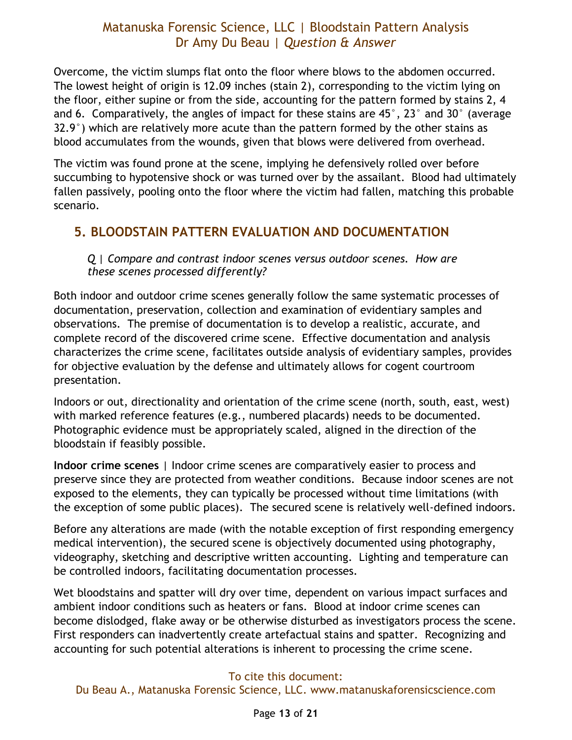Overcome, the victim slumps flat onto the floor where blows to the abdomen occurred. The lowest height of origin is 12.09 inches (stain 2), corresponding to the victim lying on the floor, either supine or from the side, accounting for the pattern formed by stains 2, 4 and 6. Comparatively, the angles of impact for these stains are 45°, 23° and 30° (average 32.9°) which are relatively more acute than the pattern formed by the other stains as blood accumulates from the wounds, given that blows were delivered from overhead.

The victim was found prone at the scene, implying he defensively rolled over before succumbing to hypotensive shock or was turned over by the assailant. Blood had ultimately fallen passively, pooling onto the floor where the victim had fallen, matching this probable scenario.

## 5. BLOODSTAIN PATTERN EVALUATION AND DOCUMENTATION

> *Q | Compare and contrast indoor scenes versus outdoor scenes. How are these scenes processed differently?*

Both indoor and outdoor crime scenes generally follow the same systematic processes of documentation, preservation, collection and examination of evidentiary samples and observations. The premise of documentation is to develop a realistic, accurate, and complete record of the discovered crime scene. Effective documentation and analysis characterizes the crime scene, facilitates outside analysis of evidentiary samples, provides for objective evaluation by the defense and ultimately allows for cogent courtroom presentation.

Indoors or out, directionality and orientation of the crime scene (north, south, east, west) with marked reference features (e.g., numbered placards) needs to be documented. Photographic evidence must be appropriately scaled, aligned in the direction of the bloodstain if feasibly possible.

**Indoor crime scenes** | Indoor crime scenes are comparatively easier to process and preserve since they are protected from weather conditions. Because indoor scenes are not exposed to the elements, they can typically be processed without time limitations (with the exception of some public places). The secured scene is relatively well-defined indoors.

Before any alterations are made (with the notable exception of first responding emergency medical intervention), the secured scene is objectively documented using photography, videography, sketching and descriptive written accounting. Lighting and temperature can be controlled indoors, facilitating documentation processes.

Wet bloodstains and spatter will dry over time, dependent on various impact surfaces and ambient indoor conditions such as heaters or fans. Blood at indoor crime scenes can become dislodged, flake away or be otherwise disturbed as investigators process the scene. First responders can inadvertently create artefactual stains and spatter. Recognizing and accounting for such potential alterations is inherent to processing the crime scene.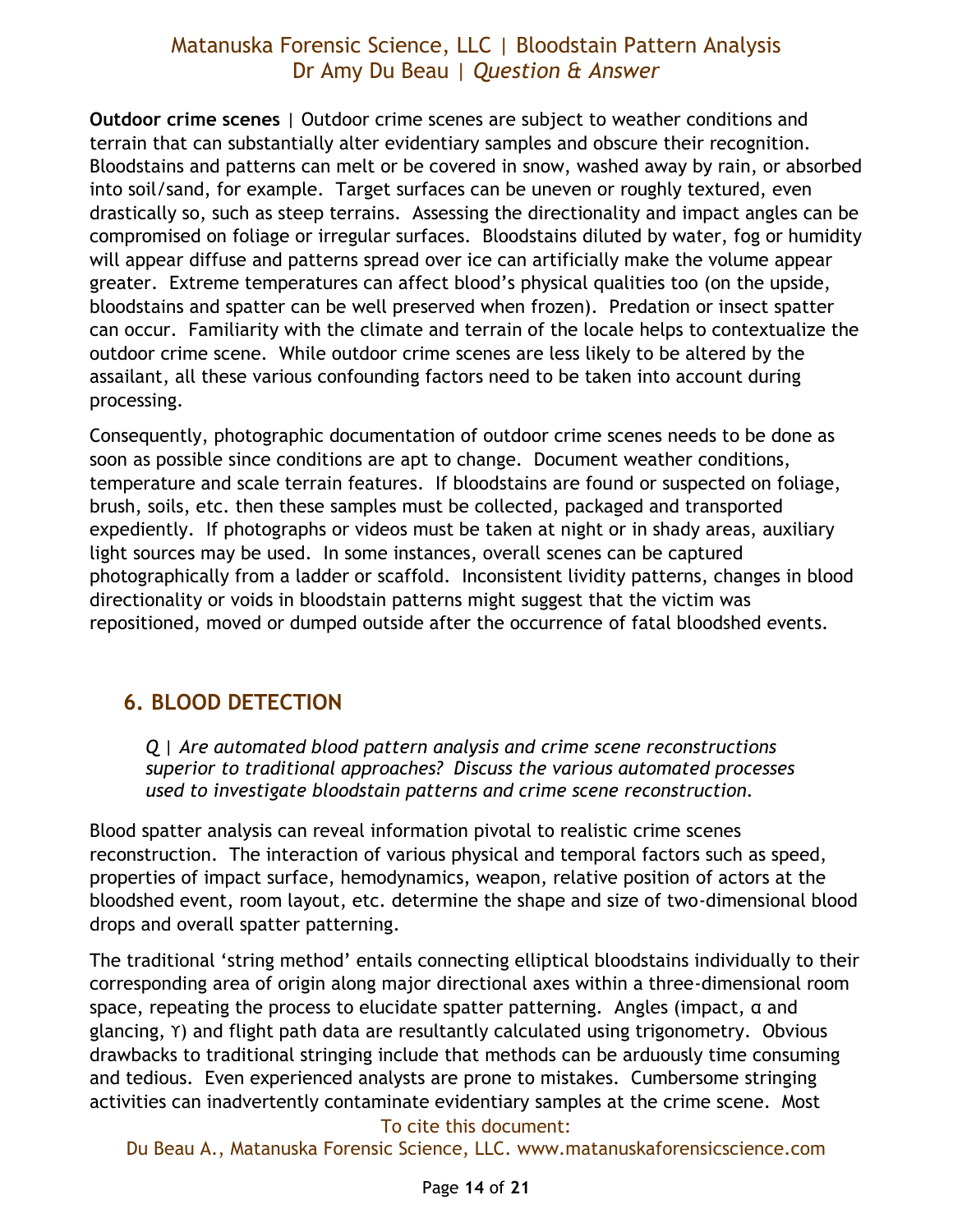**Outdoor crime scenes** | Outdoor crime scenes are subject to weather conditions and terrain that can substantially alter evidentiary samples and obscure their recognition. Bloodstains and patterns can melt or be covered in snow, washed away by rain, or absorbed into soil/sand, for example. Target surfaces can be uneven or roughly textured, even drastically so, such as steep terrains. Assessing the directionality and impact angles can be compromised on foliage or irregular surfaces. Bloodstains diluted by water, fog or humidity will appear diffuse and patterns spread over ice can artificially make the volume appear greater. Extreme temperatures can affect blood's physical qualities too (on the upside, bloodstains and spatter can be well preserved when frozen). Predation or insect spatter can occur. Familiarity with the climate and terrain of the locale helps to contextualize the outdoor crime scene. While outdoor crime scenes are less likely to be altered by the assailant, all these various confounding factors need to be taken into account during processing.

Consequently, photographic documentation of outdoor crime scenes needs to be done as soon as possible since conditions are apt to change. Document weather conditions, temperature and scale terrain features. If bloodstains are found or suspected on foliage, brush, soils, etc. then these samples must be collected, packaged and transported expediently. If photographs or videos must be taken at night or in shady areas, auxiliary light sources may be used. In some instances, overall scenes can be captured photographically from a ladder or scaffold. Inconsistent lividity patterns, changes in blood directionality or voids in bloodstain patterns might suggest that the victim was repositioned, moved or dumped outside after the occurrence of fatal bloodshed events.

## 6. BLOOD DETECTION

> *Q | Are automated blood pattern analysis and crime scene reconstructions superior to traditional approaches? Discuss the various automated processes used to investigate bloodstain patterns and crime scene reconstruction.*

Blood spatter analysis can reveal information pivotal to realistic crime scenes reconstruction. The interaction of various physical and temporal factors such as speed, properties of impact surface, hemodynamics, weapon, relative position of actors at the bloodshed event, room layout, etc. determine the shape and size of two-dimensional blood drops and overall spatter patterning.

The traditional 'string method' entails connecting elliptical bloodstains individually to their corresponding area of origin along major directional axes within a three-dimensional room space, repeating the process to elucidate spatter patterning. Angles (impact, $\alpha$ and glancing, $\Upsilon$) and flight path data are resultantly calculated using trigonometry. Obvious drawbacks to traditional stringing include that methods can be arduously time consuming and tedious. Even experienced analysts are prone to mistakes. Cumbersome stringing activities can inadvertently contaminate evidentiary samples at the crime scene. Most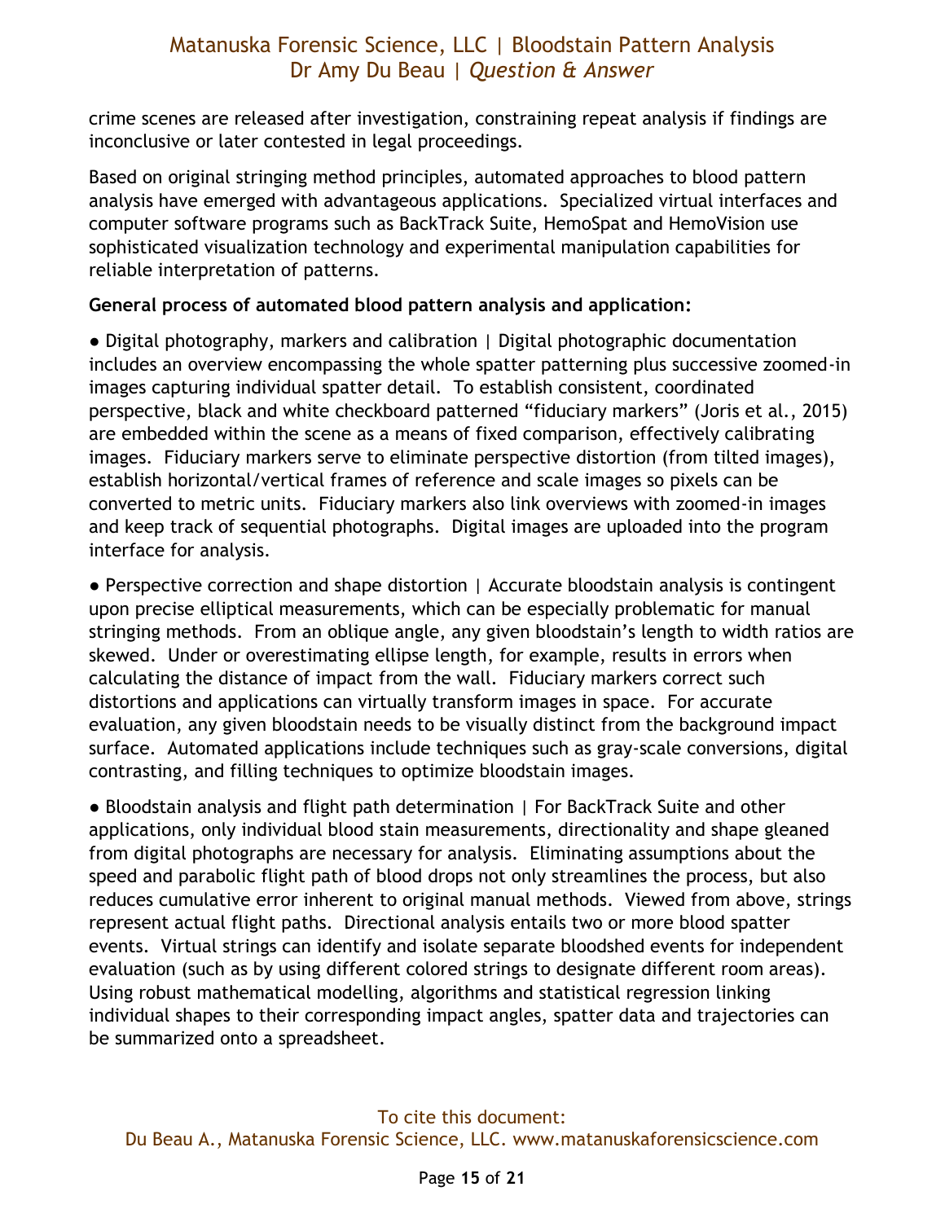crime scenes are released after investigation, constraining repeat analysis if findings are inconclusive or later contested in legal proceedings.

Based on original stringing method principles, automated approaches to blood pattern analysis have emerged with advantageous applications. Specialized virtual interfaces and computer software programs such as BackTrack Suite, HemoSpat and HemoVision use sophisticated visualization technology and experimental manipulation capabilities for reliable interpretation of patterns.

**General process of automated blood pattern analysis and application:**

● Digital photography, markers and calibration | Digital photographic documentation includes an overview encompassing the whole spatter patterning plus successive zoomed-in images capturing individual spatter detail. To establish consistent, coordinated perspective, black and white checkboard patterned “fiduciary markers” (Joris et al., 2015) are embedded within the scene as a means of fixed comparison, effectively calibrating images. Fiduciary markers serve to eliminate perspective distortion (from tilted images), establish horizontal/vertical frames of reference and scale images so pixels can be converted to metric units. Fiduciary markers also link overviews with zoomed-in images and keep track of sequential photographs. Digital images are uploaded into the program interface for analysis.

● Perspective correction and shape distortion | Accurate bloodstain analysis is contingent upon precise elliptical measurements, which can be especially problematic for manual stringing methods. From an oblique angle, any given bloodstain’s length to width ratios are skewed. Under or overestimating ellipse length, for example, results in errors when calculating the distance of impact from the wall. Fiduciary markers correct such distortions and applications can virtually transform images in space. For accurate evaluation, any given bloodstain needs to be visually distinct from the background impact surface. Automated applications include techniques such as gray-scale conversions, digital contrasting, and filling techniques to optimize bloodstain images.

● Bloodstain analysis and flight path determination | For BackTrack Suite and other applications, only individual blood stain measurements, directionality and shape gleaned from digital photographs are necessary for analysis. Eliminating assumptions about the speed and parabolic flight path of blood drops not only streamlines the process, but also reduces cumulative error inherent to original manual methods. Viewed from above, strings represent actual flight paths. Directional analysis entails two or more blood spatter events. Virtual strings can identify and isolate separate bloodshed events for independent evaluation (such as by using different colored strings to designate different room areas). Using robust mathematical modelling, algorithms and statistical regression linking individual shapes to their corresponding impact angles, spatter data and trajectories can be summarized onto a spreadsheet.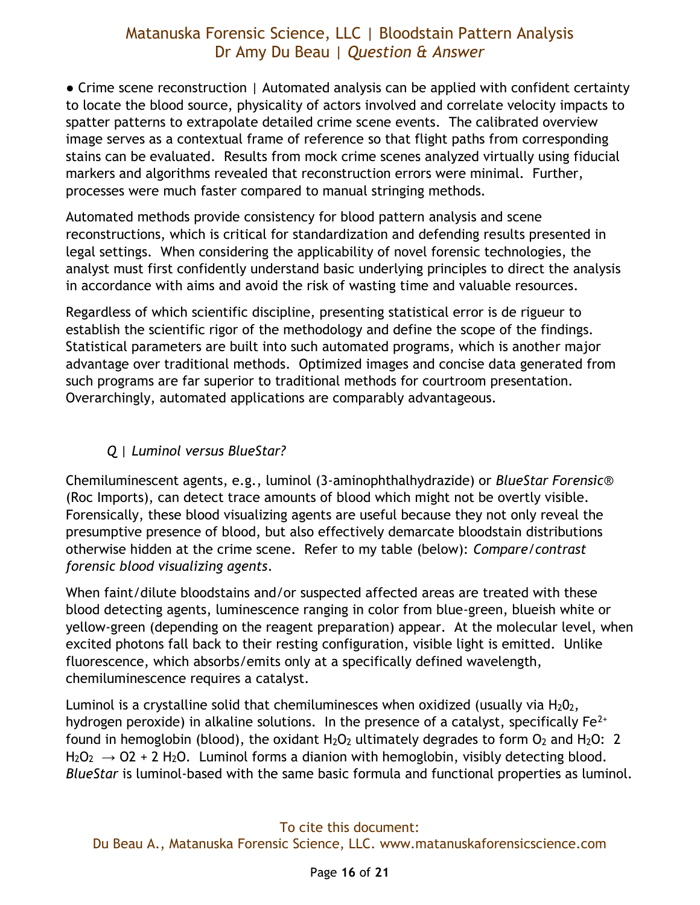● Crime scene reconstruction | Automated analysis can be applied with confident certainty to locate the blood source, physicality of actors involved and correlate velocity impacts to spatter patterns to extrapolate detailed crime scene events. The calibrated overview image serves as a contextual frame of reference so that flight paths from corresponding stains can be evaluated. Results from mock crime scenes analyzed virtually using fiducial markers and algorithms revealed that reconstruction errors were minimal. Further, processes were much faster compared to manual stringing methods.

Automated methods provide consistency for blood pattern analysis and scene reconstructions, which is critical for standardization and defending results presented in legal settings. When considering the applicability of novel forensic technologies, the analyst must first confidently understand basic underlying principles to direct the analysis in accordance with aims and avoid the risk of wasting time and valuable resources.

Regardless of which scientific discipline, presenting statistical error is de rigueur to establish the scientific rigor of the methodology and define the scope of the findings. Statistical parameters are built into such automated programs, which is another major advantage over traditional methods. Optimized images and concise data generated from such programs are far superior to traditional methods for courtroom presentation. Overarchingly, automated applications are comparably advantageous.

*Q | Luminol versus BlueStar?*

Chemiluminescent agents, e.g., luminol (3-aminophthalhydrazide) or *BlueStar Forensic®* (Roc Imports), can detect trace amounts of blood which might not be overtly visible. Forensically, these blood visualizing agents are useful because they not only reveal the presumptive presence of blood, but also effectively demarcate bloodstain distributions otherwise hidden at the crime scene. Refer to my table (below): *Compare/contrast forensic blood visualizing agents*.

When faint/dilute bloodstains and/or suspected affected areas are treated with these blood detecting agents, luminescence ranging in color from blue-green, blueish white or yellow-green (depending on the reagent preparation) appear. At the molecular level, when excited photons fall back to their resting configuration, visible light is emitted. Unlike fluorescence, which absorbs/emits only at a specifically defined wavelength, chemiluminescence requires a catalyst.

Luminol is a crystalline solid that chemiluminesces when oxidized (usually via $H_2O_2$, hydrogen peroxide) in alkaline solutions. In the presence of a catalyst, specifically $Fe^{2+}$ found in hemoglobin (blood), the oxidant $H_2O_2$ ultimately degrades to form $O_2$ and $H_2O$: $2\ H_2O_2 \rightarrow O2 + 2\ H_2O$. Luminol forms a dianion with hemoglobin, visibly detecting blood. *BlueStar* is luminol-based with the same basic formula and functional properties as luminol.

To cite this document:
Du Beau A., Matanuska Forensic Science, LLC. www.matanuskaforensicscience.com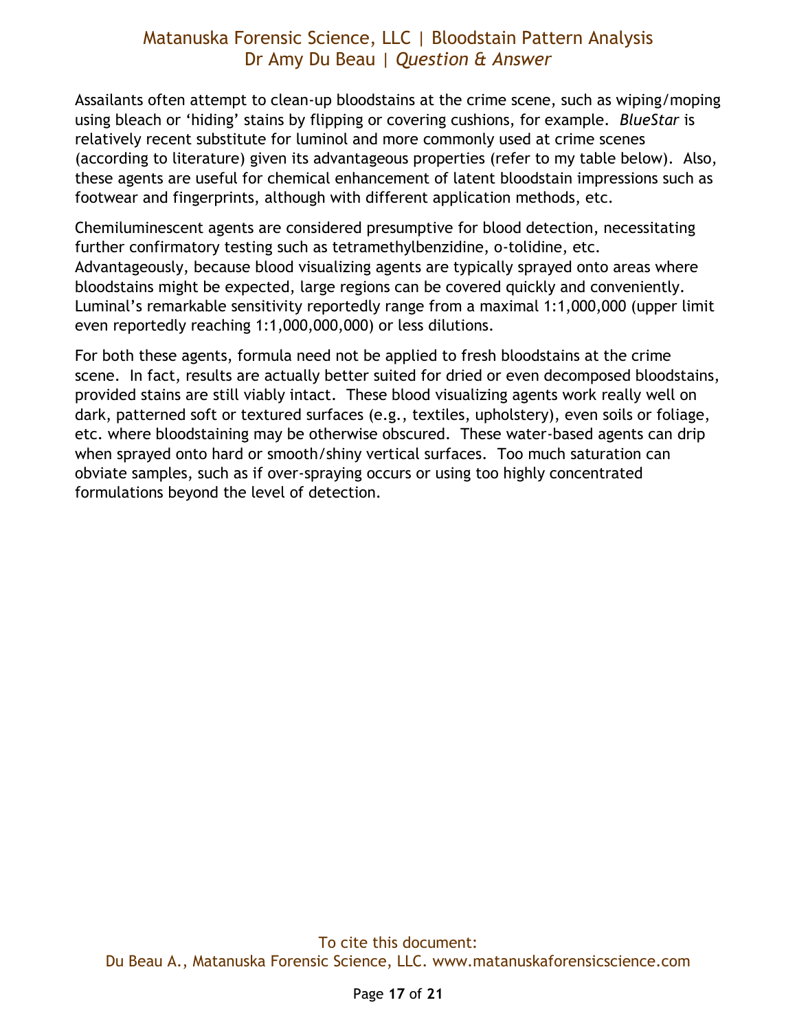Assailants often attempt to clean-up bloodstains at the crime scene, such as wiping/moping using bleach or 'hiding' stains by flipping or covering cushions, for example. *BlueStar* is relatively recent substitute for luminol and more commonly used at crime scenes (according to literature) given its advantageous properties (refer to my table below). Also, these agents are useful for chemical enhancement of latent bloodstain impressions such as footwear and fingerprints, although with different application methods, etc.

Chemiluminescent agents are considered presumptive for blood detection, necessitating further confirmatory testing such as tetramethylbenzidine, o-tolidine, etc. Advantageously, because blood visualizing agents are typically sprayed onto areas where bloodstains might be expected, large regions can be covered quickly and conveniently. Luminal's remarkable sensitivity reportedly range from a maximal 1:1,000,000 (upper limit even reportedly reaching 1:1,000,000,000) or less dilutions.

For both these agents, formula need not be applied to fresh bloodstains at the crime scene. In fact, results are actually better suited for dried or even decomposed bloodstains, provided stains are still viably intact. These blood visualizing agents work really well on dark, patterned soft or textured surfaces (e.g., textiles, upholstery), even soils or foliage, etc. where bloodstaining may be otherwise obscured. These water-based agents can drip when sprayed onto hard or smooth/shiny vertical surfaces. Too much saturation can obviate samples, such as if over-spraying occurs or using too highly concentrated formulations beyond the level of detection.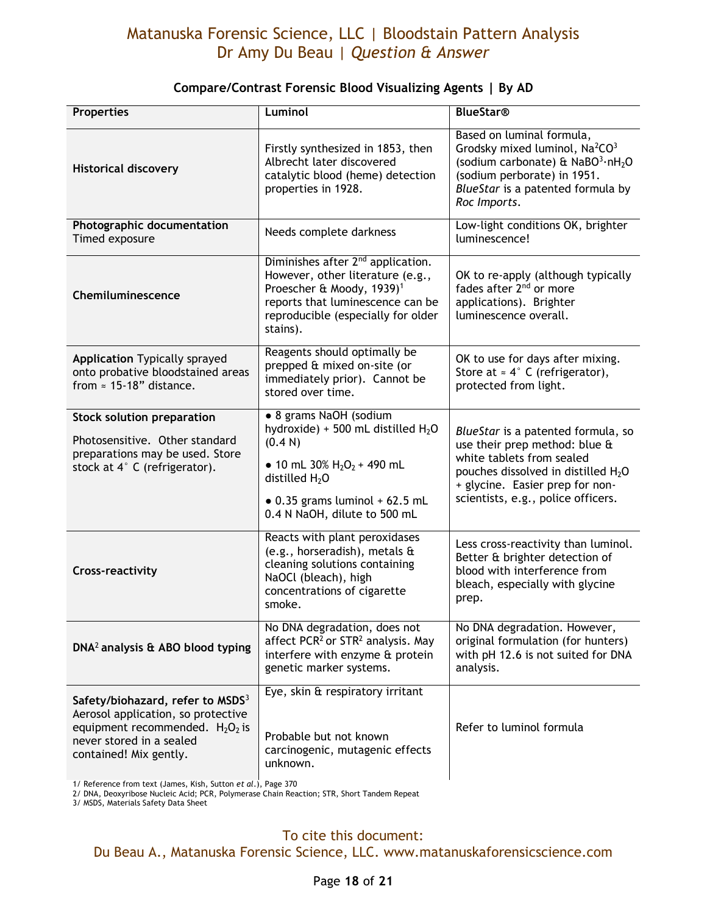**Compare/Contrast Forensic Blood Visualizing Agents | By AD**

| Properties | Luminol | BlueStar® |
|---|---|---|
| **Historical discovery** | Firstly synthesized in 1853, then Albrecht later discovered catalytic blood (heme) detection properties in 1928. | Based on luminal formula, Grodsky mixed luminol, $Na^2CO^3$ (sodium carbonate) & $NaBO^3{\cdot}nH_2O$ (sodium perborate) in 1951. *BlueStar* is a patented formula by *Roc Imports*. |
| **Photographic documentation** Timed exposure | Needs complete darkness | Low-light conditions OK, brighter luminescence! |
| **Chemiluminescence** | Diminishes after 2nd application. However, other literature (e.g., Proescher & Moody, 1939)[1] reports that luminescence can be reproducible (especially for older stains). | OK to re-apply (although typically fades after 2nd or more applications). Brighter luminescence overall. |
| **Application** Typically sprayed onto probative bloodstained areas from ≈ 15-18" distance. | Reagents should optimally be prepped & mixed on-site (or immediately prior). Cannot be stored over time. | OK to use for days after mixing. Store at ≈ 4° C (refrigerator), protected from light. |
| **Stock solution preparation** Photosensitive. Other standard preparations may be used. Store stock at 4° C (refrigerator). | • 8 grams NaOH (sodium hydroxide) + 500 mL distilled $H_2O$ (0.4 N) • 10 mL 30% $H_2O_2$ + 490 mL distilled $H_2O$ • 0.35 grams luminol + 62.5 mL 0.4 N NaOH, dilute to 500 mL | *BlueStar* is a patented formula, so use their prep method: blue & white tablets from sealed pouches dissolved in distilled $H_2O$ + glycine. Easier prep for non-scientists, e.g., police officers. |
| **Cross-reactivity** | Reacts with plant peroxidases (e.g., horseradish), metals & cleaning solutions containing NaOCl (bleach), high concentrations of cigarette smoke. | Less cross-reactivity than luminol. Better & brighter detection of blood with interference from bleach, especially with glycine prep. |
| **DNA[2] analysis & ABO blood typing** | No DNA degradation, does not affect PCR[2] or STR[2] analysis. May interfere with enzyme & protein genetic marker systems. | No DNA degradation. However, original formulation (for hunters) with pH 12.6 is not suited for DNA analysis. |
| **Safety/biohazard, refer to MSDS[3]** Aerosol application, so protective equipment recommended. $H_2O_2$ is never stored in a sealed contained! Mix gently. | Eye, skin & respiratory irritant<br><br>Probable but not known carcinogenic, mutagenic effects unknown. | Refer to luminol formula |

1/ Reference from text (James, Kish, Sutton *et al.*), Page 370
2/ DNA, Deoxyribose Nucleic Acid; PCR, Polymerase Chain Reaction; STR, Short Tandem Repeat
3/ MSDS, Materials Safety Data Sheet

To cite this document:
Du Beau A., Matanuska Forensic Science, LLC. www.matanuskaforensicscience.com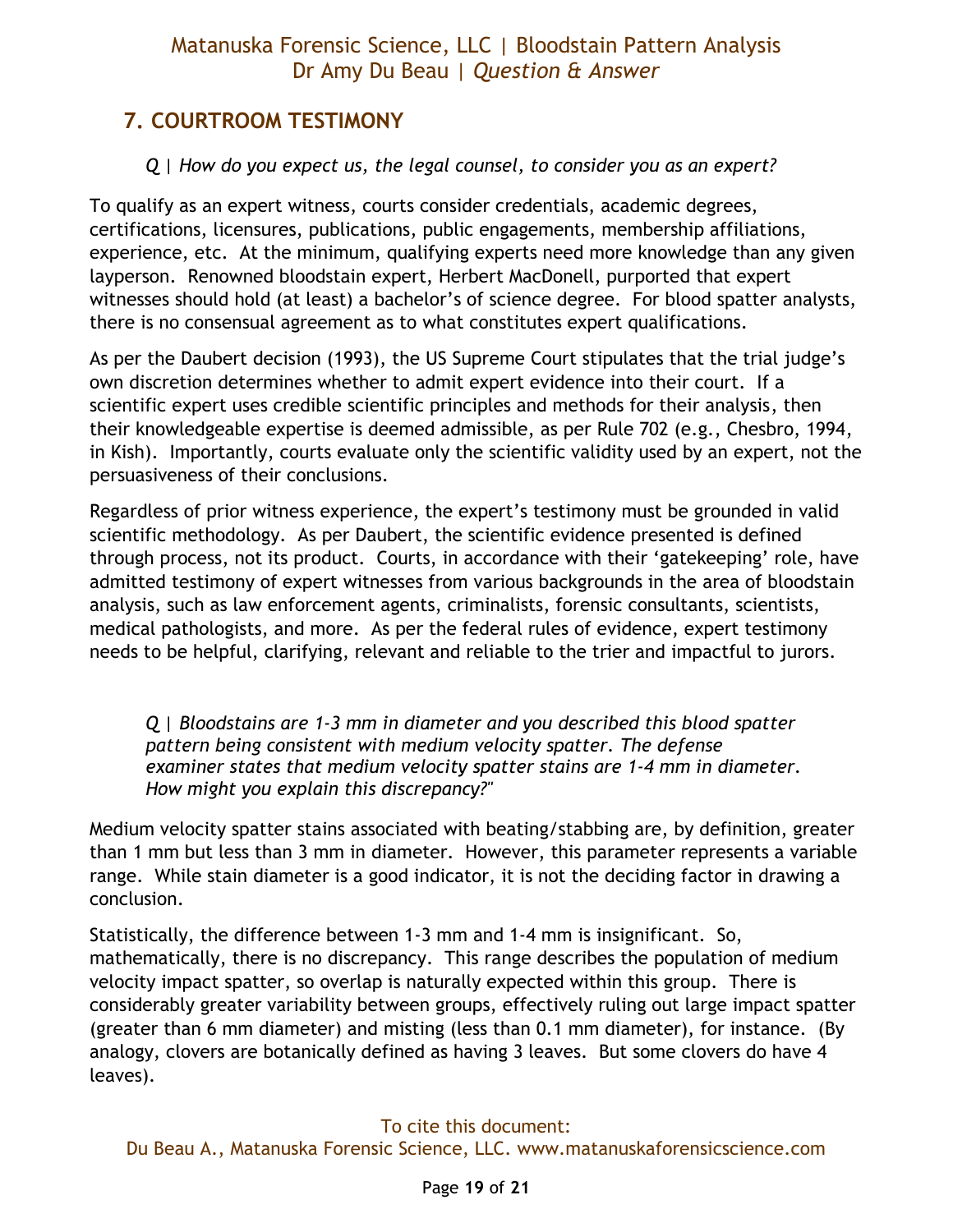## 7. COURTROOM TESTIMONY

*Q | How do you expect us, the legal counsel, to consider you as an expert?*

To qualify as an expert witness, courts consider credentials, academic degrees, certifications, licensures, publications, public engagements, membership affiliations, experience, etc. At the minimum, qualifying experts need more knowledge than any given layperson. Renowned bloodstain expert, Herbert MacDonell, purported that expert witnesses should hold (at least) a bachelor's of science degree. For blood spatter analysts, there is no consensual agreement as to what constitutes expert qualifications.

As per the Daubert decision (1993), the US Supreme Court stipulates that the trial judge's own discretion determines whether to admit expert evidence into their court. If a scientific expert uses credible scientific principles and methods for their analysis, then their knowledgeable expertise is deemed admissible, as per Rule 702 (e.g., Chesbro, 1994, in Kish). Importantly, courts evaluate only the scientific validity used by an expert, not the persuasiveness of their conclusions.

Regardless of prior witness experience, the expert's testimony must be grounded in valid scientific methodology. As per Daubert, the scientific evidence presented is defined through process, not its product. Courts, in accordance with their 'gatekeeping' role, have admitted testimony of expert witnesses from various backgrounds in the area of bloodstain analysis, such as law enforcement agents, criminalists, forensic consultants, scientists, medical pathologists, and more. As per the federal rules of evidence, expert testimony needs to be helpful, clarifying, relevant and reliable to the trier and impactful to jurors.

*Q | Bloodstains are 1-3 mm in diameter and you described this blood spatter pattern being consistent with medium velocity spatter. The defense examiner states that medium velocity spatter stains are 1-4 mm in diameter. How might you explain this discrepancy?"*

Medium velocity spatter stains associated with beating/stabbing are, by definition, greater than 1 mm but less than 3 mm in diameter. However, this parameter represents a variable range. While stain diameter is a good indicator, it is not the deciding factor in drawing a conclusion.

Statistically, the difference between 1-3 mm and 1-4 mm is insignificant. So, mathematically, there is no discrepancy. This range describes the population of medium velocity impact spatter, so overlap is naturally expected within this group. There is considerably greater variability between groups, effectively ruling out large impact spatter (greater than 6 mm diameter) and misting (less than 0.1 mm diameter), for instance. (By analogy, clovers are botanically defined as having 3 leaves. But some clovers do have 4 leaves).

To cite this document:
Du Beau A., Matanuska Forensic Science, LLC. www.matanuskaforensicscience.com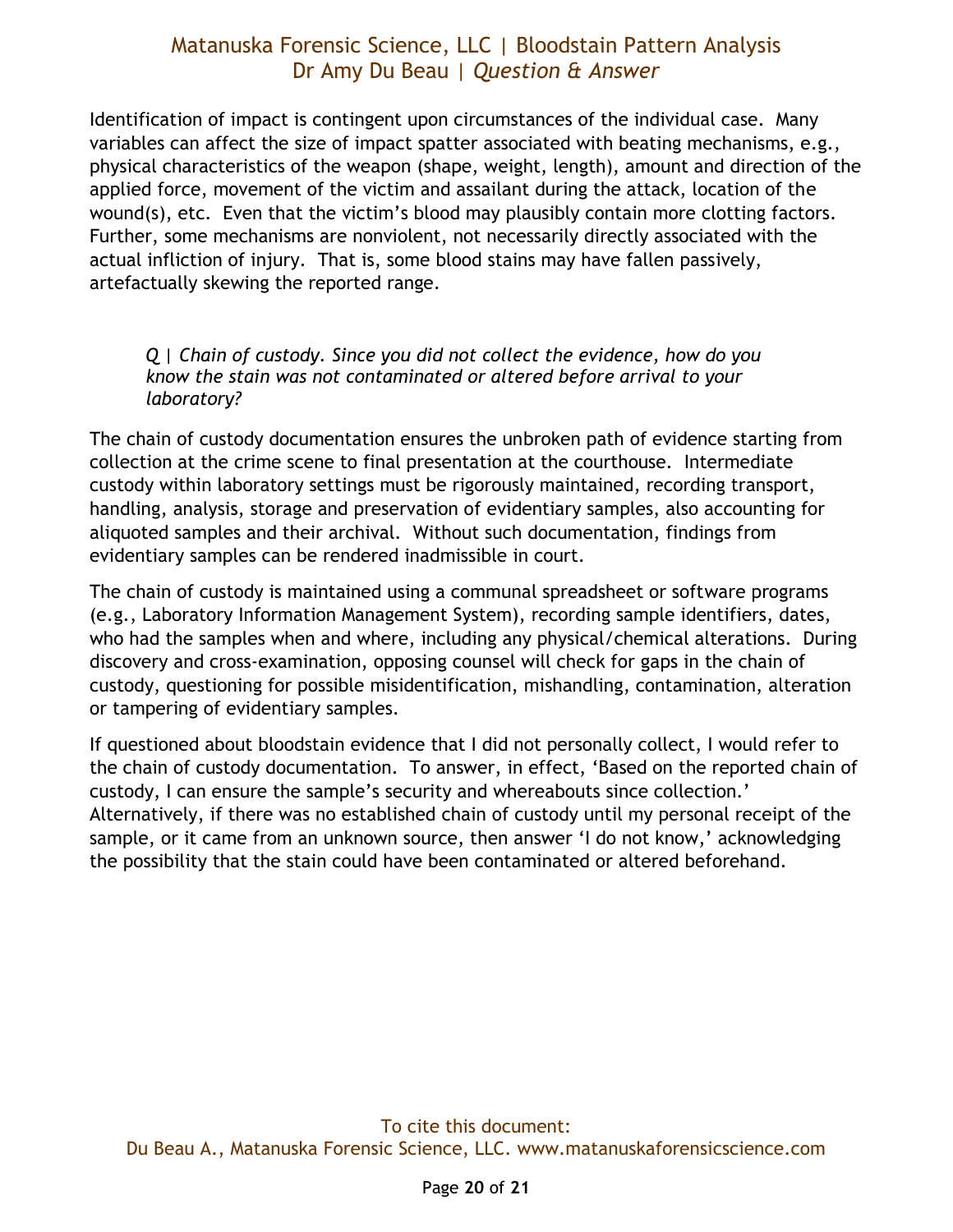Identification of impact is contingent upon circumstances of the individual case. Many variables can affect the size of impact spatter associated with beating mechanisms, e.g., physical characteristics of the weapon (shape, weight, length), amount and direction of the applied force, movement of the victim and assailant during the attack, location of the wound(s), etc. Even that the victim's blood may plausibly contain more clotting factors. Further, some mechanisms are nonviolent, not necessarily directly associated with the actual infliction of injury. That is, some blood stains may have fallen passively, artefactually skewing the reported range.

> *Q | Chain of custody. Since you did not collect the evidence, how do you know the stain was not contaminated or altered before arrival to your laboratory?*

The chain of custody documentation ensures the unbroken path of evidence starting from collection at the crime scene to final presentation at the courthouse. Intermediate custody within laboratory settings must be rigorously maintained, recording transport, handling, analysis, storage and preservation of evidentiary samples, also accounting for aliquoted samples and their archival. Without such documentation, findings from evidentiary samples can be rendered inadmissible in court.

The chain of custody is maintained using a communal spreadsheet or software programs (e.g., Laboratory Information Management System), recording sample identifiers, dates, who had the samples when and where, including any physical/chemical alterations. During discovery and cross-examination, opposing counsel will check for gaps in the chain of custody, questioning for possible misidentification, mishandling, contamination, alteration or tampering of evidentiary samples.

If questioned about bloodstain evidence that I did not personally collect, I would refer to the chain of custody documentation. To answer, in effect, 'Based on the reported chain of custody, I can ensure the sample's security and whereabouts since collection.' Alternatively, if there was no established chain of custody until my personal receipt of the sample, or it came from an unknown source, then answer 'I do not know,' acknowledging the possibility that the stain could have been contaminated or altered beforehand.

To cite this document:
Du Beau A., Matanuska Forensic Science, LLC. www.matanuskaforensicscience.com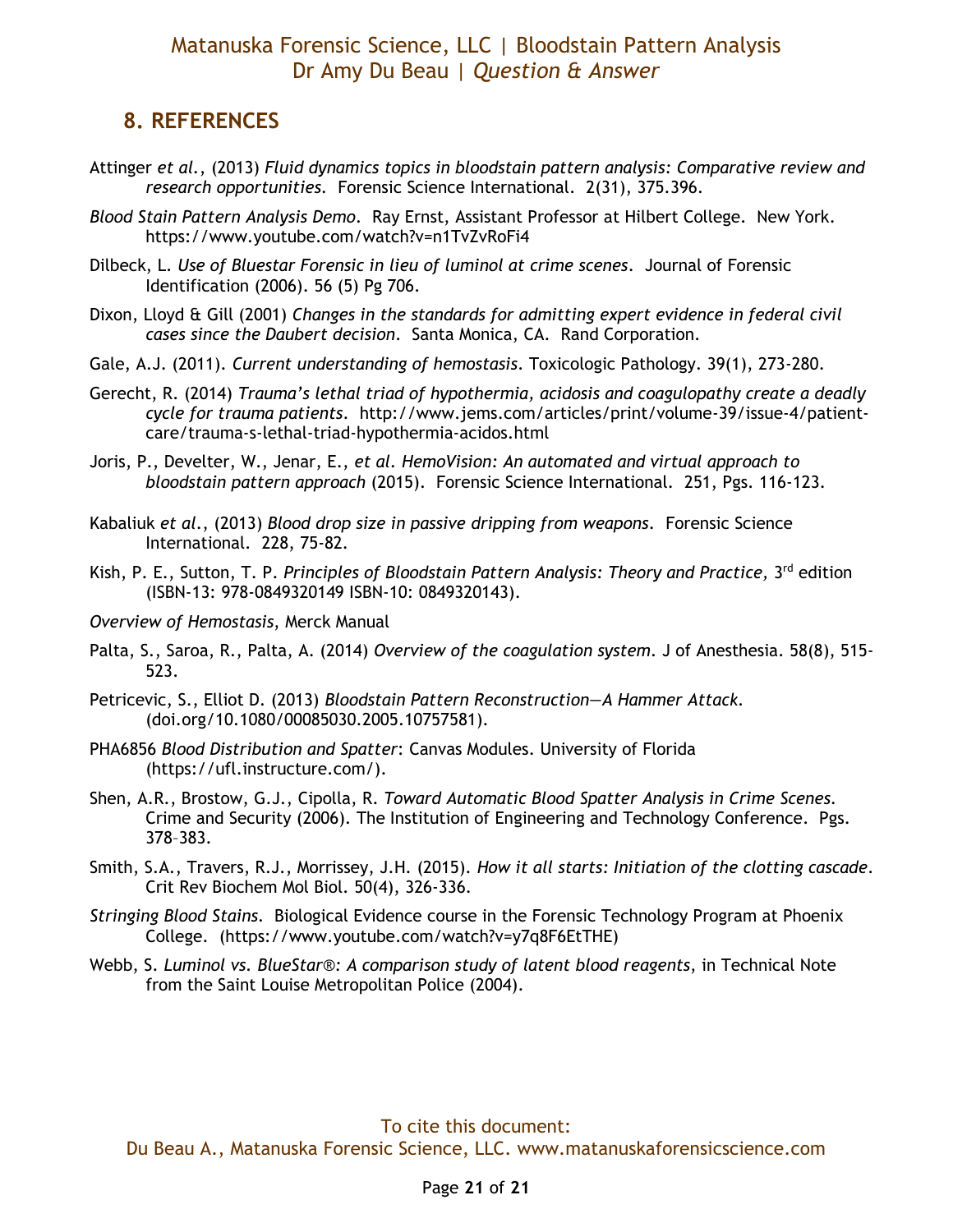## 8. REFERENCES

Attinger *et al.*, (2013) *Fluid dynamics topics in bloodstain pattern analysis: Comparative review and research opportunities.* Forensic Science International. 2(31), 375.396.

*Blood Stain Pattern Analysis Demo.* Ray Ernst, Assistant Professor at Hilbert College. New York. https://www.youtube.com/watch?v=n1TvZvRoFi4

Dilbeck, L. *Use of Bluestar Forensic in lieu of luminol at crime scenes.* Journal of Forensic Identification (2006). 56 (5) Pg 706.

Dixon, Lloyd & Gill (2001) *Changes in the standards for admitting expert evidence in federal civil cases since the Daubert decision.* Santa Monica, CA. Rand Corporation.

Gale, A.J. (2011). *Current understanding of hemostasis.* Toxicologic Pathology. 39(1), 273-280.

Gerecht, R. (2014) *Trauma's lethal triad of hypothermia, acidosis and coagulopathy create a deadly cycle for trauma patients.* http://www.jems.com/articles/print/volume-39/issue-4/patient-care/trauma-s-lethal-triad-hypothermia-acidos.html

Joris, P., Develter, W., Jenar, E., *et al. HemoVision: An automated and virtual approach to bloodstain pattern approach* (2015). Forensic Science International. 251, Pgs. 116-123.

Kabaliuk *et al.*, (2013) *Blood drop size in passive dripping from weapons.* Forensic Science International. 228, 75-82.

Kish, P. E., Sutton, T. P. *Principles of Bloodstain Pattern Analysis: Theory and Practice,* 3rd edition (ISBN-13: 978-0849320149 ISBN-10: 0849320143).

*Overview of Hemostasis,* Merck Manual

Palta, S., Saroa, R., Palta, A. (2014) *Overview of the coagulation system.* J of Anesthesia. 58(8), 515-523.

Petricevic, S., Elliot D. (2013) *Bloodstain Pattern Reconstruction—A Hammer Attack.* (doi.org/10.1080/00085030.2005.10757581).

PHA6856 *Blood Distribution and Spatter*: Canvas Modules. University of Florida (https://ufl.instructure.com/).

Shen, A.R., Brostow, G.J., Cipolla, R. *Toward Automatic Blood Spatter Analysis in Crime Scenes.* Crime and Security (2006). The Institution of Engineering and Technology Conference. Pgs. 378–383.

Smith, S.A., Travers, R.J., Morrissey, J.H. (2015). *How it all starts: Initiation of the clotting cascade.* Crit Rev Biochem Mol Biol. 50(4), 326-336.

*Stringing Blood Stains.* Biological Evidence course in the Forensic Technology Program at Phoenix College. (https://www.youtube.com/watch?v=y7q8F6EtTHE)

Webb, S. *Luminol vs. BlueStar®: A comparison study of latent blood reagents*, in Technical Note from the Saint Louise Metropolitan Police (2004).

To cite this document:
Du Beau A., Matanuska Forensic Science, LLC. www.matanuskaforensicscience.com